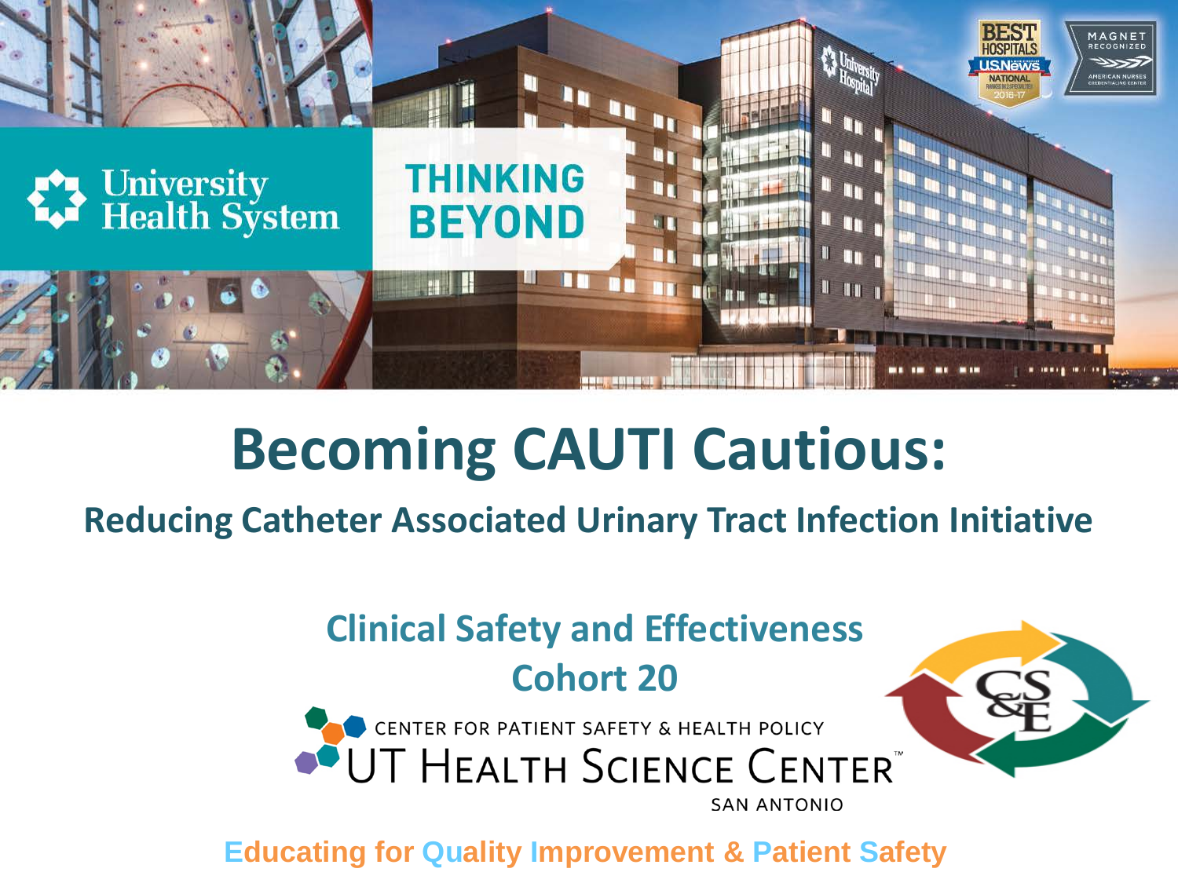University Health System

THINKING BEYOND

# Becoming CAUTI Cautious:

## Reducing Catheter Associated Urinary Tract Infection Initiative

### Clinical Safety and Effectiveness Cohort 20

CENTER FOR PATIENT SAFETY & HEALTH POLICY

UT HEALTH SCIENCE CENTER

SAN ANTONIO

Educating for Quality Improvement & Patient Safety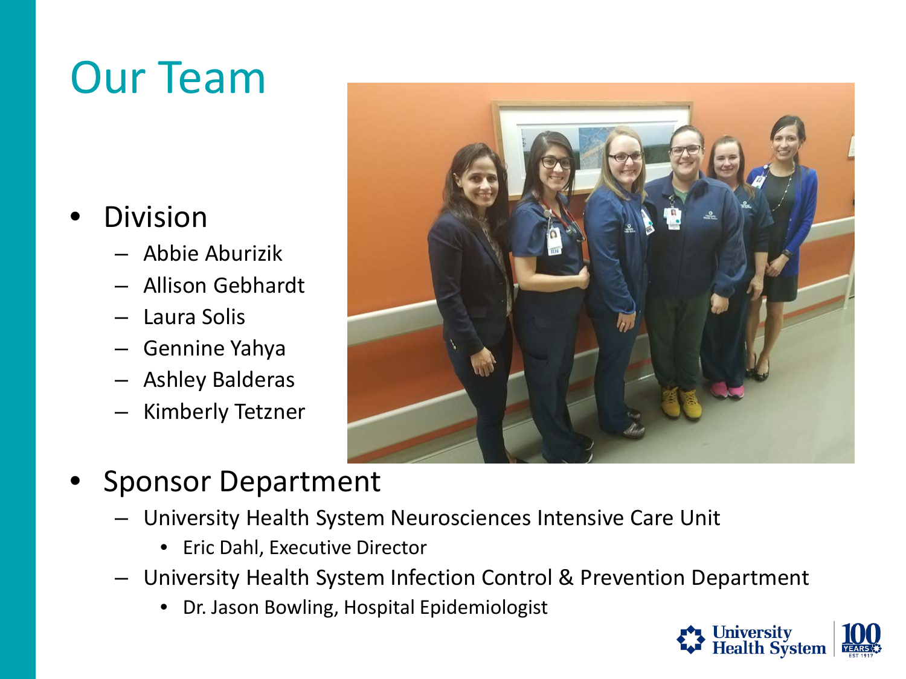# Our Team

- Division
  - Abbie Aburizik
  - Allison Gebhardt
  - Laura Solis
  - Gennine Yahya
  - Ashley Balderas
  - Kimberly Tetzner
- Sponsor Department
  - University Health System Neurosciences Intensive Care Unit
    - Eric Dahl, Executive Director
  - University Health System Infection Control & Prevention Department
    - Dr. Jason Bowling, Hospital Epidemiologist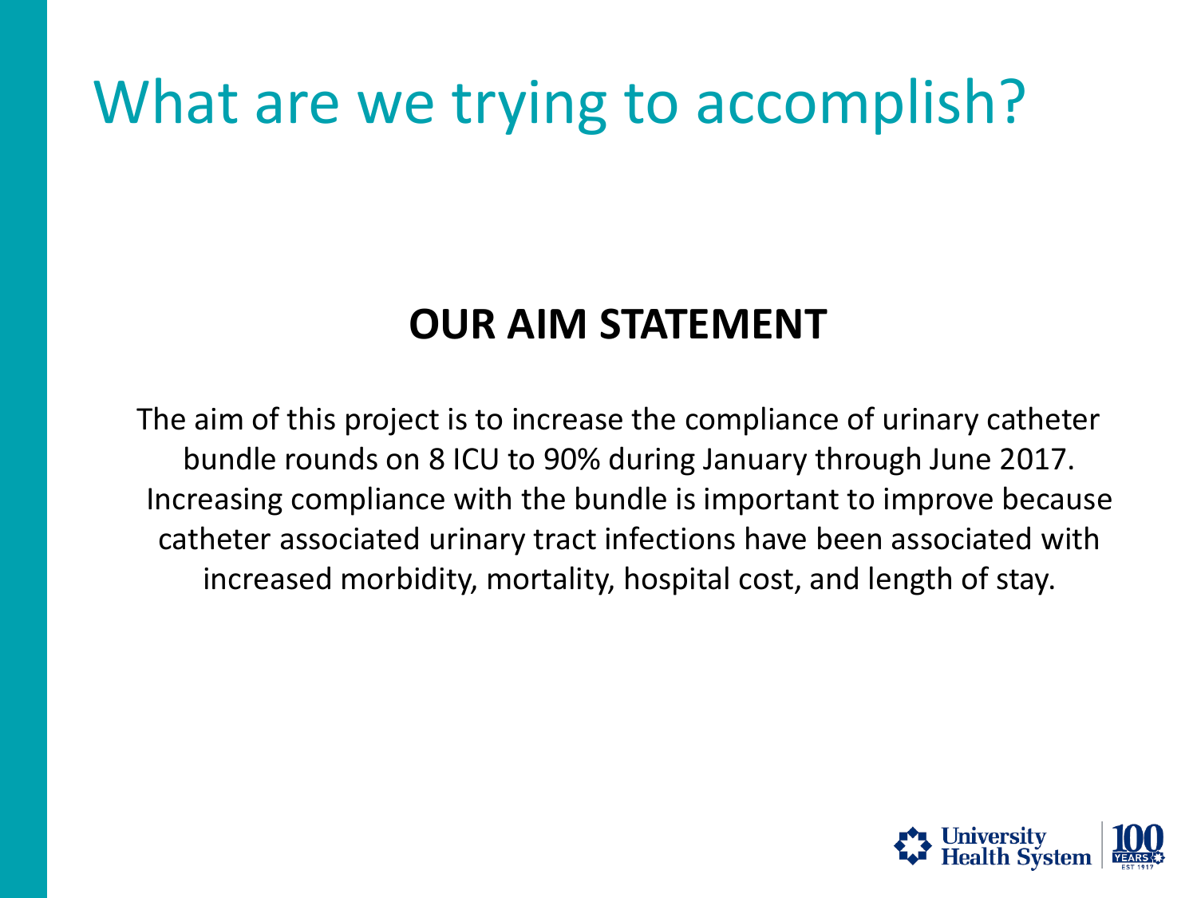# What are we trying to accomplish?

## OUR AIM STATEMENT

The aim of this project is to increase the compliance of urinary catheter bundle rounds on 8 ICU to 90% during January through June 2017. Increasing compliance with the bundle is important to improve because catheter associated urinary tract infections have been associated with increased morbidity, mortality, hospital cost, and length of stay.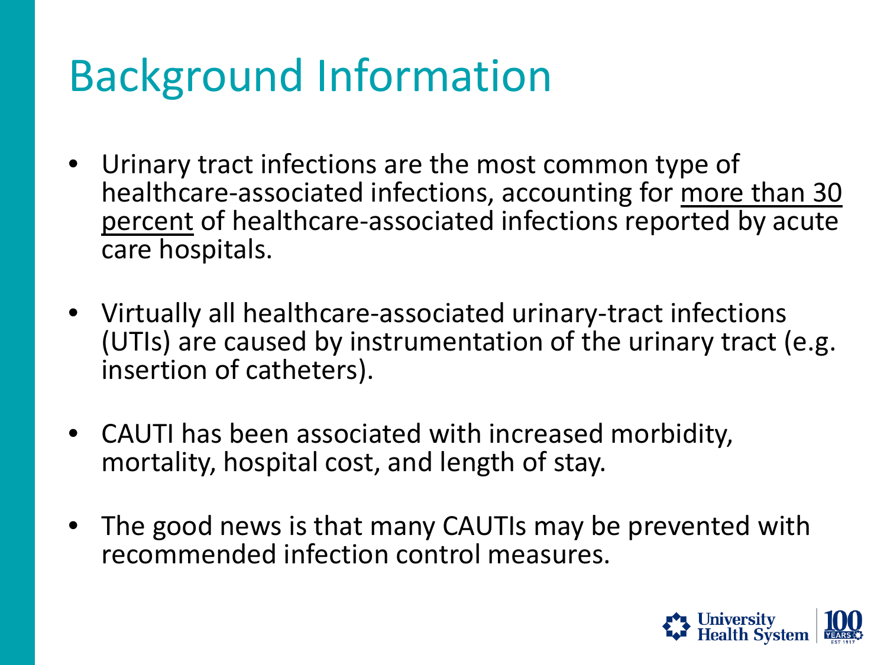# Background Information

- Urinary tract infections are the most common type of healthcare-associated infections, accounting for <u>more than 30 percent</u> of healthcare-associated infections reported by acute care hospitals.
- Virtually all healthcare-associated urinary-tract infections (UTIs) are caused by instrumentation of the urinary tract (e.g. insertion of catheters).
- CAUTI has been associated with increased morbidity, mortality, hospital cost, and length of stay.
- The good news is that many CAUTIs may be prevented with recommended infection control measures.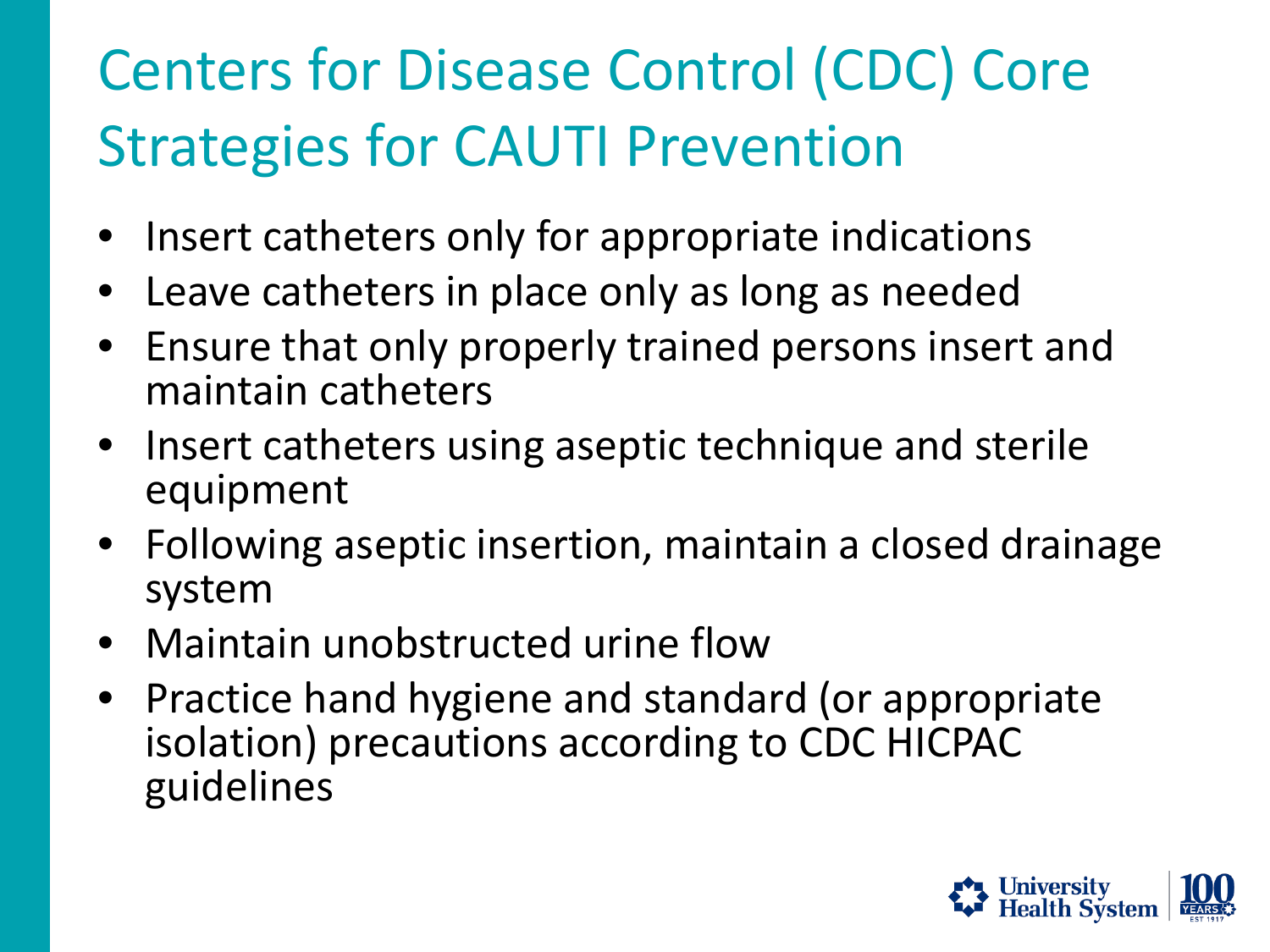# Centers for Disease Control (CDC) Core Strategies for CAUTI Prevention

- Insert catheters only for appropriate indications
- Leave catheters in place only as long as needed
- Ensure that only properly trained persons insert and maintain catheters
- Insert catheters using aseptic technique and sterile equipment
- Following aseptic insertion, maintain a closed drainage system
- Maintain unobstructed urine flow
- Practice hand hygiene and standard (or appropriate isolation) precautions according to CDC HICPAC guidelines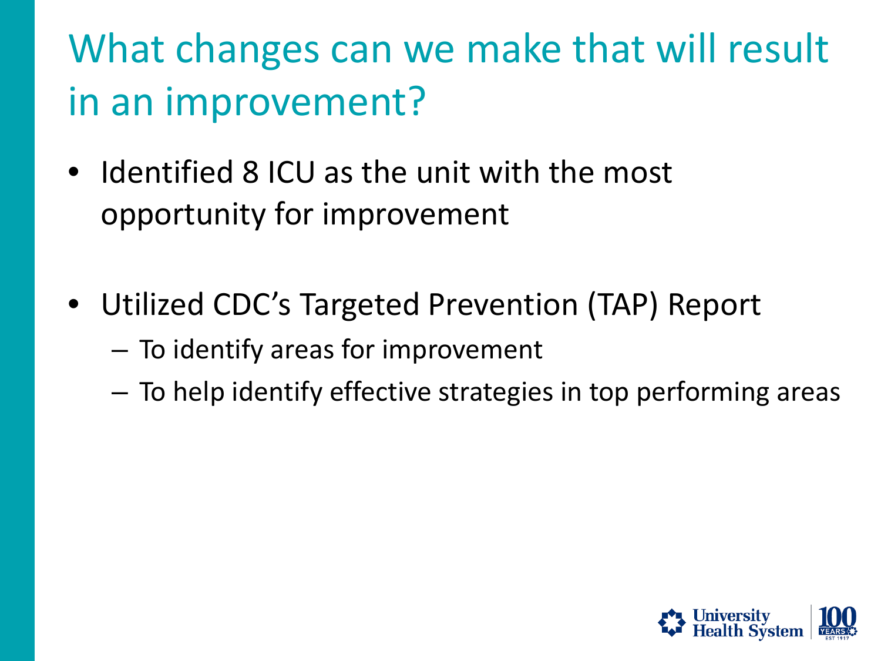# What changes can we make that will result in an improvement?

- Identified 8 ICU as the unit with the most opportunity for improvement
- Utilized CDC's Targeted Prevention (TAP) Report
  - To identify areas for improvement
  - To help identify effective strategies in top performing areas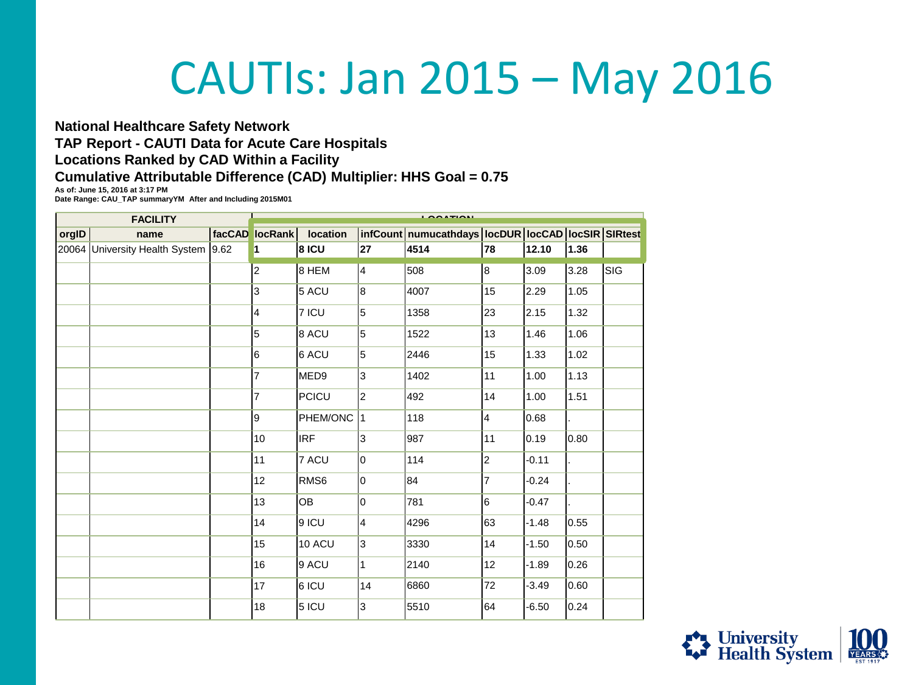# CAUTIs: Jan 2015 – May 2016

**National Healthcare Safety Network**
**TAP Report - CAUTI Data for Acute Care Hospitals**
**Locations Ranked by CAD Within a Facility**
**Cumulative Attributable Difference (CAD) Multiplier: HHS Goal = 0.75**

**As of: June 15, 2016 at 3:17 PM**
**Date Range: CAU_TAP summaryYM After and Including 2015M01**

| FACILITY | | | LOCATION | | | | | | | |
|---|---|---|---|---|---|---|---|---|---|---|
| **orgID** | **name** | **facCAD** | **locRank** | **location** | **infCount** | **numucathdays** | **locDUR** | **locCAD** | **locSIR** | **SIRtest** |
| 20064 | University Health System | 9.62 | **1** | **8 ICU** | **27** | **4514** | **78** | **12.10** | **1.36** | |
| | | | 2 | 8 HEM | 4 | 508 | 8 | 3.09 | 3.28 | SIG |
| | | | 3 | 5 ACU | 8 | 4007 | 15 | 2.29 | 1.05 | |
| | | | 4 | 7 ICU | 5 | 1358 | 23 | 2.15 | 1.32 | |
| | | | 5 | 8 ACU | 5 | 1522 | 13 | 1.46 | 1.06 | |
| | | | 6 | 6 ACU | 5 | 2446 | 15 | 1.33 | 1.02 | |
| | | | 7 | MED9 | 3 | 1402 | 11 | 1.00 | 1.13 | |
| | | | 7 | PCICU | 2 | 492 | 14 | 1.00 | 1.51 | |
| | | | 9 | PHEM/ONC | 1 | 118 | 4 | 0.68 | . | |
| | | | 10 | IRF | 3 | 987 | 11 | 0.19 | 0.80 | |
| | | | 11 | 7 ACU | 0 | 114 | 2 | -0.11 | . | |
| | | | 12 | RMS6 | 0 | 84 | 7 | -0.24 | . | |
| | | | 13 | OB | 0 | 781 | 6 | -0.47 | . | |
| | | | 14 | 9 ICU | 4 | 4296 | 63 | -1.48 | 0.55 | |
| | | | 15 | 10 ACU | 3 | 3330 | 14 | -1.50 | 0.50 | |
| | | | 16 | 9 ACU | 1 | 2140 | 12 | -1.89 | 0.26 | |
| | | | 17 | 6 ICU | 14 | 6860 | 72 | -3.49 | 0.60 | |
| | | | 18 | 5 ICU | 3 | 5510 | 64 | -6.50 | 0.24 | |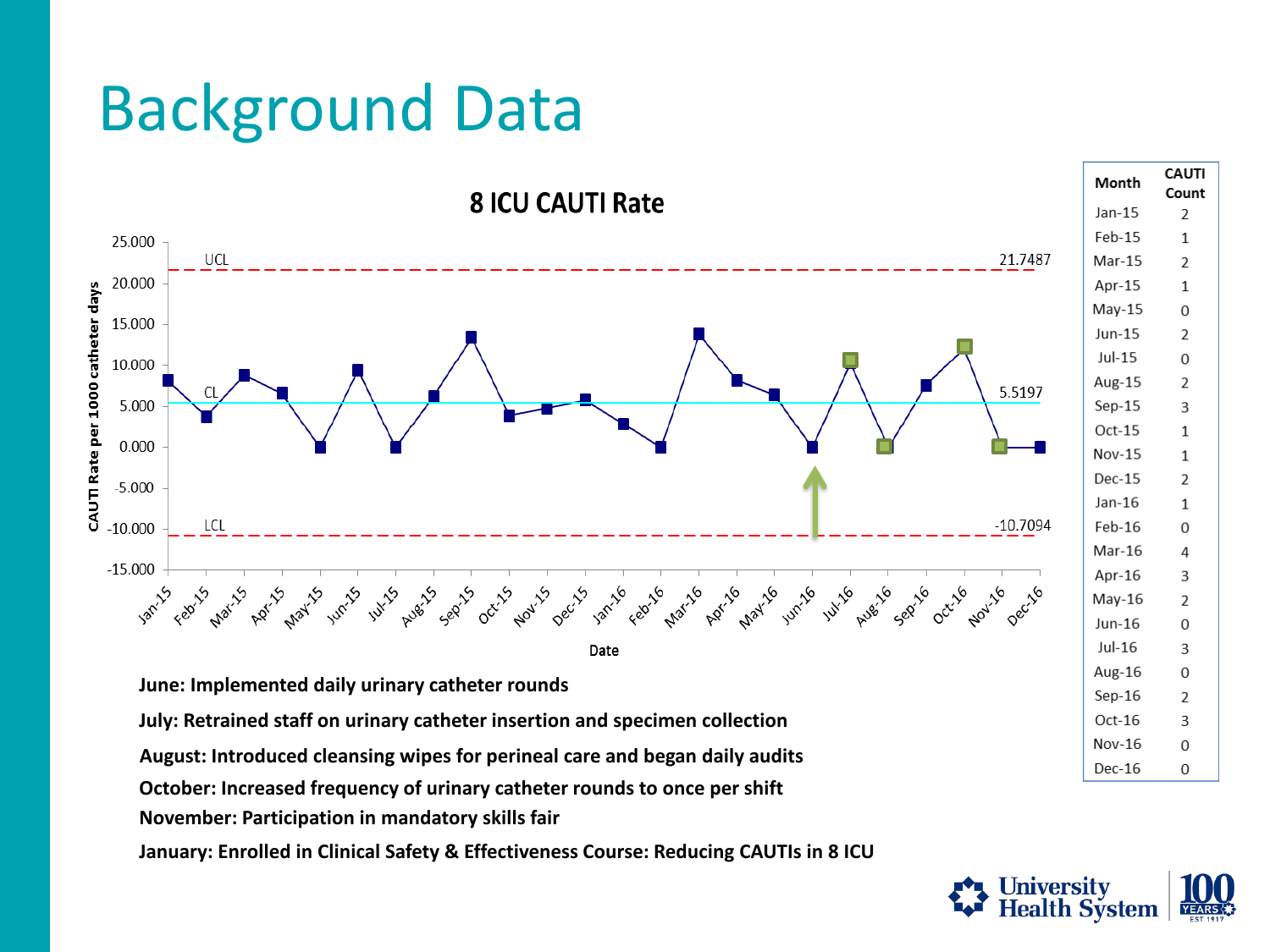# Background Data

**8 ICU CAUTI Rate**

| Month | CAUTI Count |
| --- | --- |
| Jan-15 | 2 |
| Feb-15 | 1 |
| Mar-15 | 2 |
| Apr-15 | 1 |
| May-15 | 0 |
| Jun-15 | 2 |
| Jul-15 | 0 |
| Aug-15 | 2 |
| Sep-15 | 3 |
| Oct-15 | 1 |
| Nov-15 | 1 |
| Dec-15 | 2 |
| Jan-16 | 1 |
| Feb-16 | 0 |
| Mar-16 | 4 |
| Apr-16 | 3 |
| May-16 | 2 |
| Jun-16 | 0 |
| Jul-16 | 3 |
| Aug-16 | 0 |
| Sep-16 | 2 |
| Oct-16 | 3 |
| Nov-16 | 0 |
| Dec-16 | 0 |

**June: Implemented daily urinary catheter rounds**

**July: Retrained staff on urinary catheter insertion and specimen collection**

**August: Introduced cleansing wipes for perineal care and began daily audits**

**October: Increased frequency of urinary catheter rounds to once per shift**

**November: Participation in mandatory skills fair**

**January: Enrolled in Clinical Safety & Effectiveness Course: Reducing CAUTIs in 8 ICU**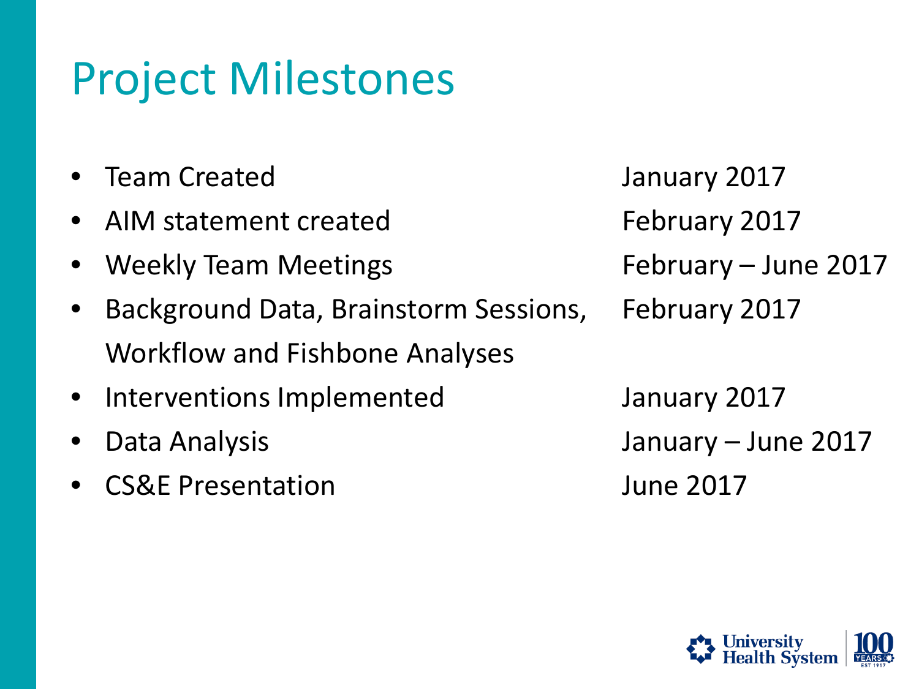# Project Milestones

| Milestone | Date |
| --- | --- |
| Team Created | January 2017 |
| AIM statement created | February 2017 |
| Weekly Team Meetings | February – June 2017 |
| Background Data, Brainstorm Sessions, Workflow and Fishbone Analyses | February 2017 |
| Interventions Implemented | January 2017 |
| Data Analysis | January – June 2017 |
| CS&E Presentation | June 2017 |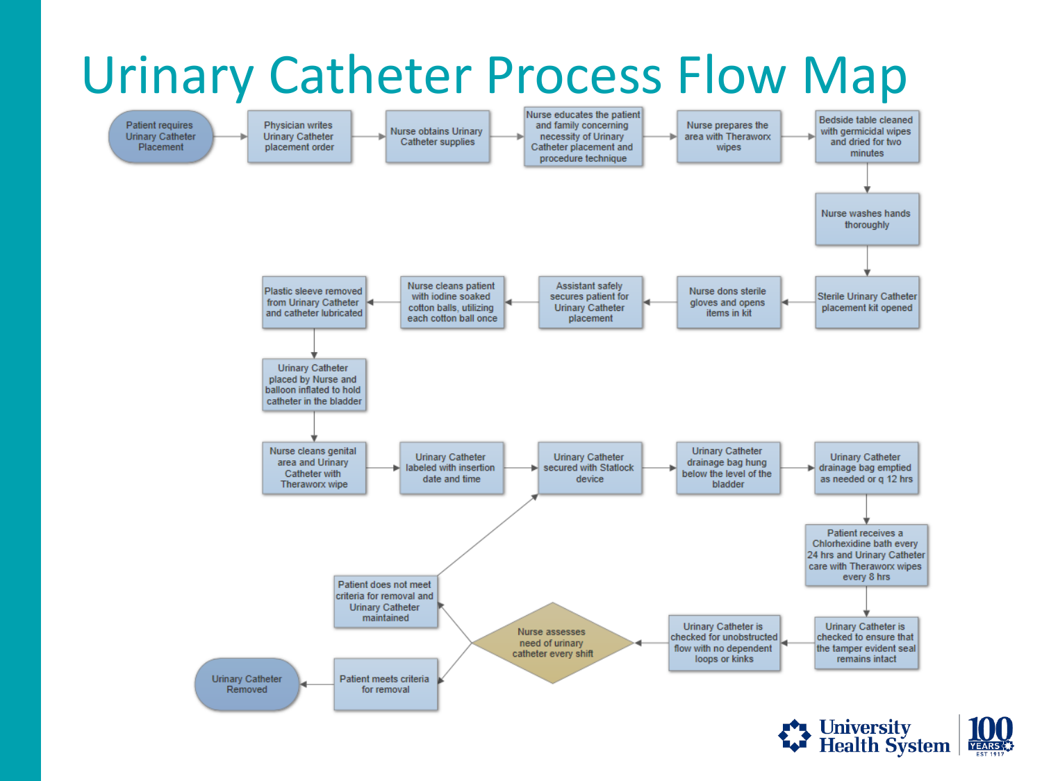# Urinary Catheter Process Flow Map

1. Patient requires Urinary Catheter Placement
2. Physician writes Urinary Catheter placement order
3. Nurse obtains Urinary Catheter supplies
4. Nurse educates the patient and family concerning necessity of Urinary Catheter placement and procedure technique
5. Nurse prepares the area with Theraworx wipes
6. Bedside table cleaned with germicidal wipes and dried for two minutes
7. Nurse washes hands thoroughly
8. Sterile Urinary Catheter placement kit opened
9. Nurse dons sterile gloves and opens items in kit
10. Assistant safely secures patient for Urinary Catheter placement
11. Nurse cleans patient with iodine soaked cotton balls, utilizing each cotton ball once
12. Plastic sleeve removed from Urinary Catheter and catheter lubricated
13. Urinary Catheter placed by Nurse and balloon inflated to hold catheter in the bladder
14. Nurse cleans genital area and Urinary Catheter with Theraworx wipe
15. Urinary Catheter labeled with insertion date and time
16. Urinary Catheter secured with Statlock device
17. Urinary Catheter drainage bag hung below the level of the bladder
18. Urinary Catheter drainage bag emptied as needed or q 12 hrs
19. Patient receives a Chlorhexidine bath every 24 hrs and Urinary Catheter care with Theraworx wipes every 8 hrs
20. Urinary Catheter is checked to ensure that the tamper evident seal remains intact
21. Urinary Catheter is checked for unobstructed flow with no dependent loops or kinks
22. Nurse assesses need of urinary catheter every shift
    - Patient does not meet criteria for removal and Urinary Catheter maintained → returns to "Urinary Catheter secured with Statlock device"
    - Patient meets criteria for removal → Urinary Catheter Removed

University Health System — 100 Years, Est 1917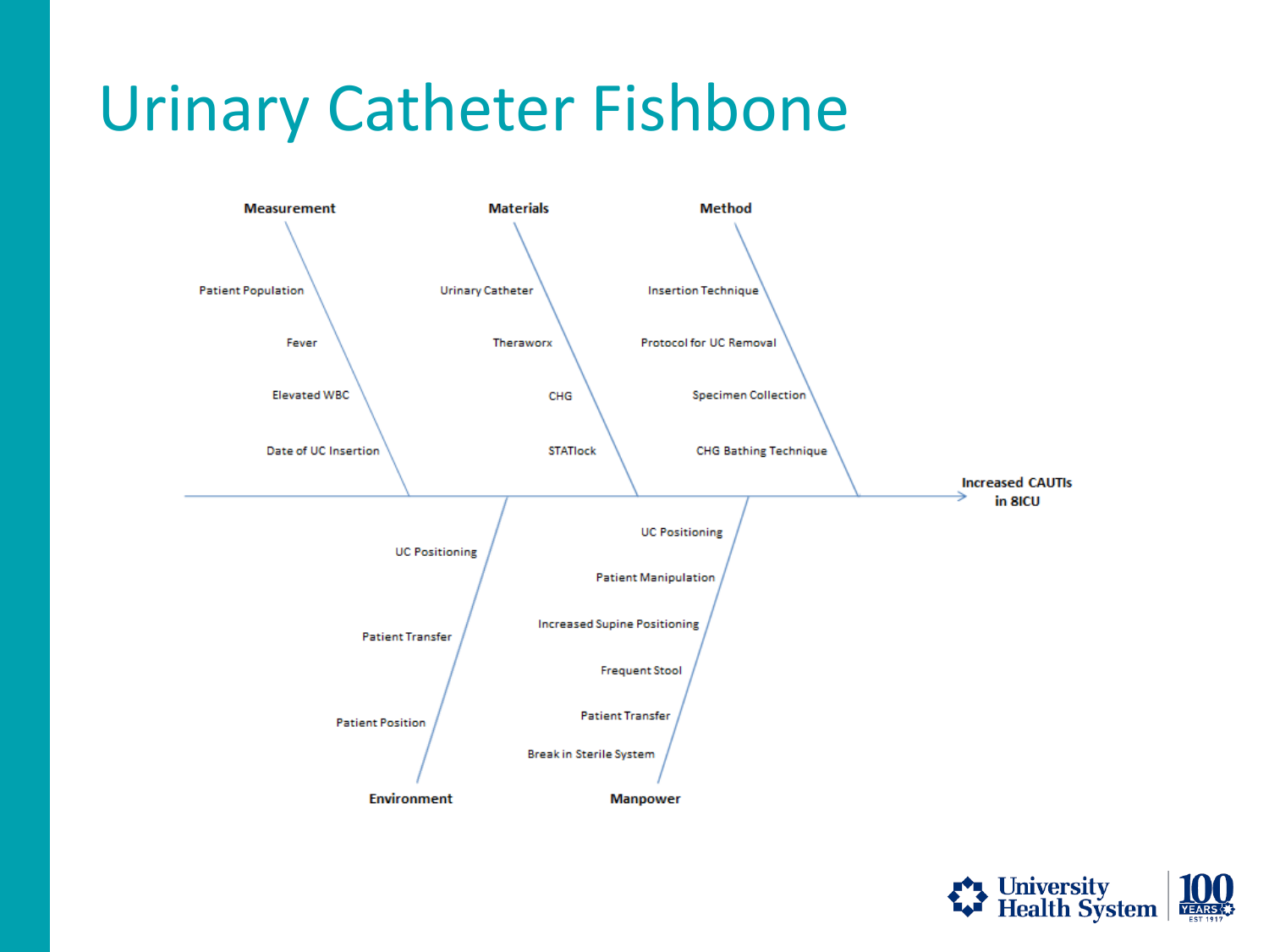# Urinary Catheter Fishbone

**Increased CAUTIs in 8ICU**

**Measurement**
- Patient Population
- Fever
- Elevated WBC
- Date of UC Insertion

**Materials**
- Urinary Catheter
- Theraworx
- CHG
- STATlock

**Method**
- Insertion Technique
- Protocol for UC Removal
- Specimen Collection
- CHG Bathing Technique

**Environment**
- UC Positioning
- Patient Transfer
- Patient Position

**Manpower**
- UC Positioning
- Patient Manipulation
- Increased Supine Positioning
- Frequent Stool
- Patient Transfer
- Break in Sterile System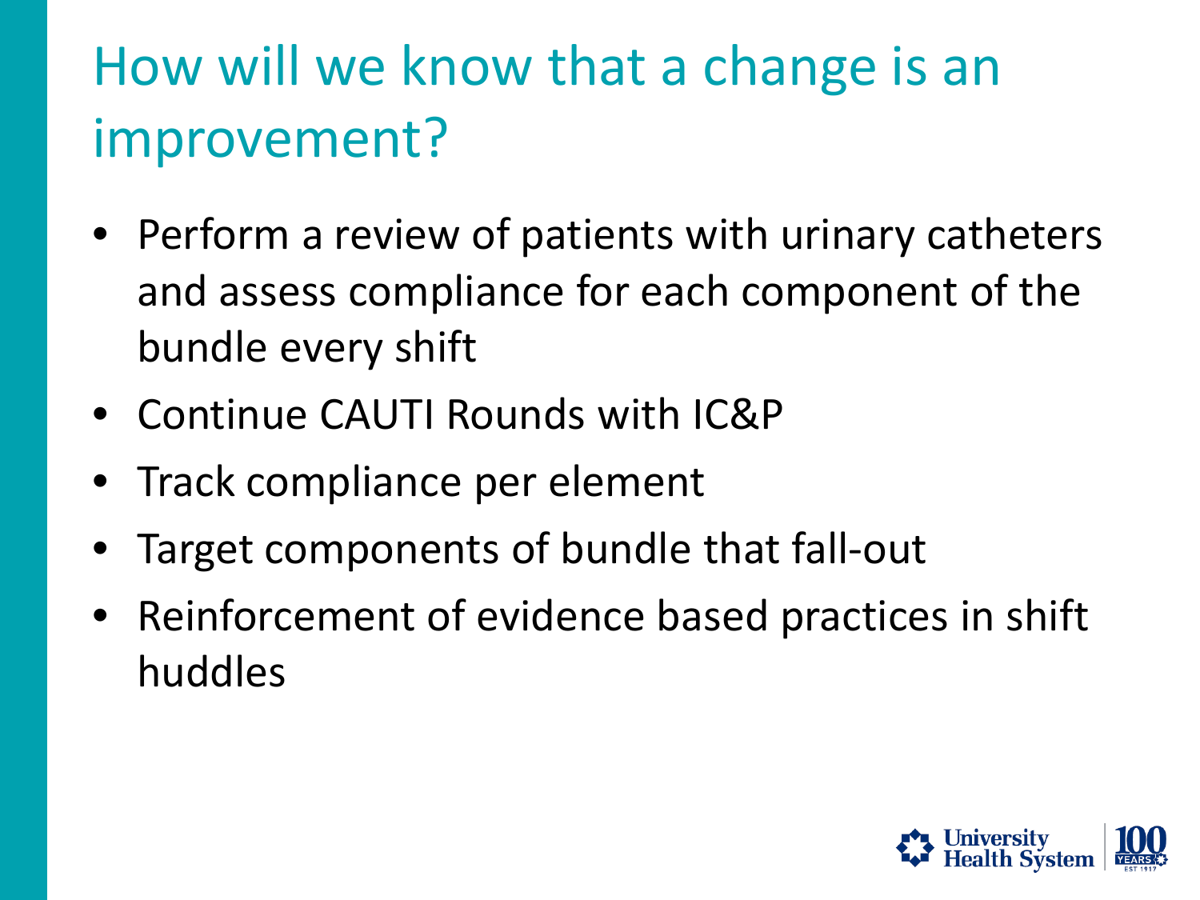# How will we know that a change is an improvement?

- Perform a review of patients with urinary catheters and assess compliance for each component of the bundle every shift
- Continue CAUTI Rounds with IC&P
- Track compliance per element
- Target components of bundle that fall-out
- Reinforcement of evidence based practices in shift huddles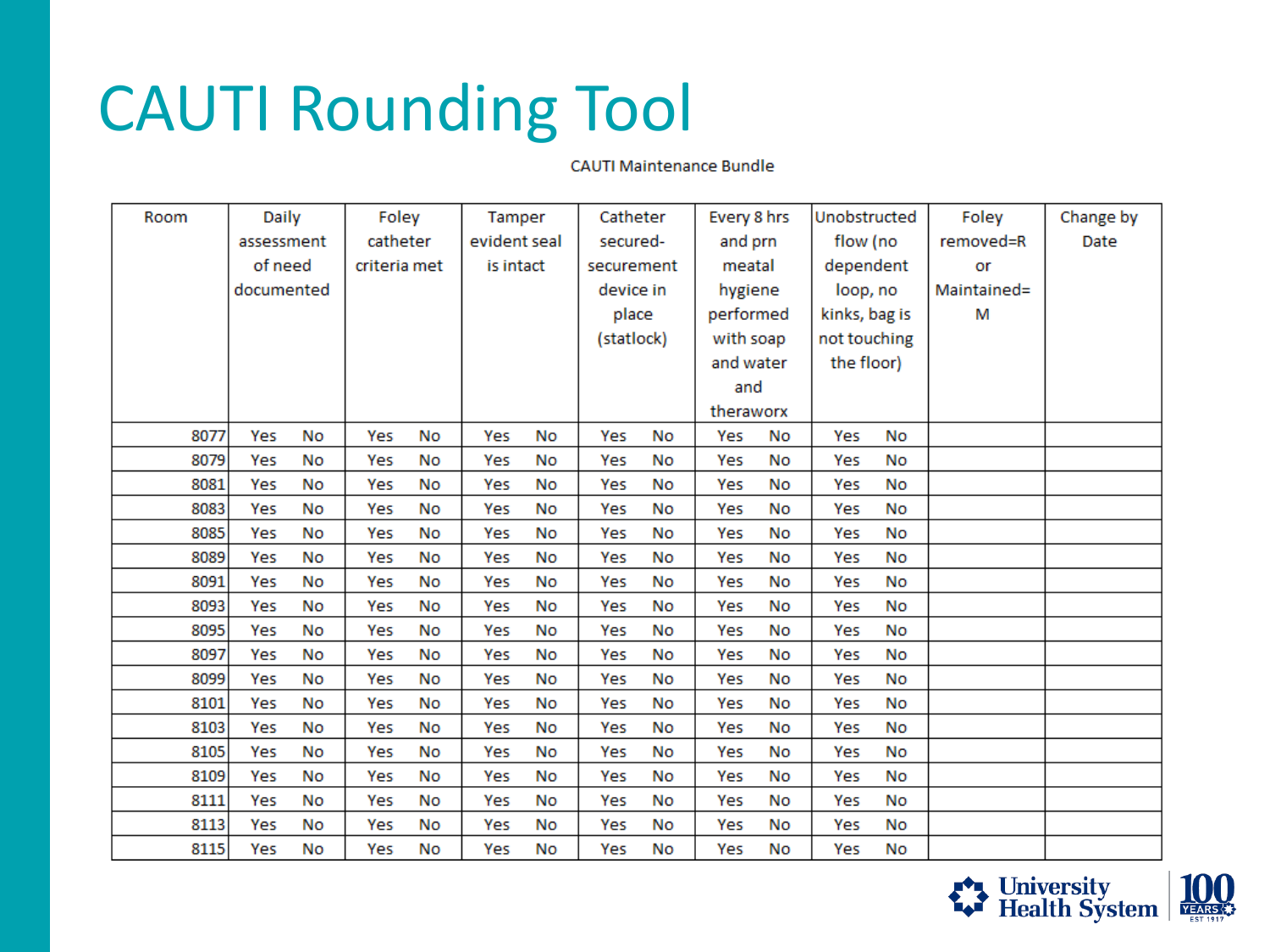# CAUTI Rounding Tool

CAUTI Maintenance Bundle

| Room | Daily assessment of need documented | Foley catheter criteria met | Tamper evident seal is intact | Catheter secured- securement device in place (statlock) | Every 8 hrs and prn meatal hygiene performed with soap and water and theraworx | Unobstructed flow (no dependent loop, no kinks, bag is not touching the floor) | Foley removed=R or Maintained= M | Change by Date |
|---|---|---|---|---|---|---|---|---|
| 8077 | Yes No | Yes No | Yes No | Yes No | Yes No | Yes No | | |
| 8079 | Yes No | Yes No | Yes No | Yes No | Yes No | Yes No | | |
| 8081 | Yes No | Yes No | Yes No | Yes No | Yes No | Yes No | | |
| 8083 | Yes No | Yes No | Yes No | Yes No | Yes No | Yes No | | |
| 8085 | Yes No | Yes No | Yes No | Yes No | Yes No | Yes No | | |
| 8089 | Yes No | Yes No | Yes No | Yes No | Yes No | Yes No | | |
| 8091 | Yes No | Yes No | Yes No | Yes No | Yes No | Yes No | | |
| 8093 | Yes No | Yes No | Yes No | Yes No | Yes No | Yes No | | |
| 8095 | Yes No | Yes No | Yes No | Yes No | Yes No | Yes No | | |
| 8097 | Yes No | Yes No | Yes No | Yes No | Yes No | Yes No | | |
| 8099 | Yes No | Yes No | Yes No | Yes No | Yes No | Yes No | | |
| 8101 | Yes No | Yes No | Yes No | Yes No | Yes No | Yes No | | |
| 8103 | Yes No | Yes No | Yes No | Yes No | Yes No | Yes No | | |
| 8105 | Yes No | Yes No | Yes No | Yes No | Yes No | Yes No | | |
| 8109 | Yes No | Yes No | Yes No | Yes No | Yes No | Yes No | | |
| 8111 | Yes No | Yes No | Yes No | Yes No | Yes No | Yes No | | |
| 8113 | Yes No | Yes No | Yes No | Yes No | Yes No | Yes No | | |
| 8115 | Yes No | Yes No | Yes No | Yes No | Yes No | Yes No | | |

University Health System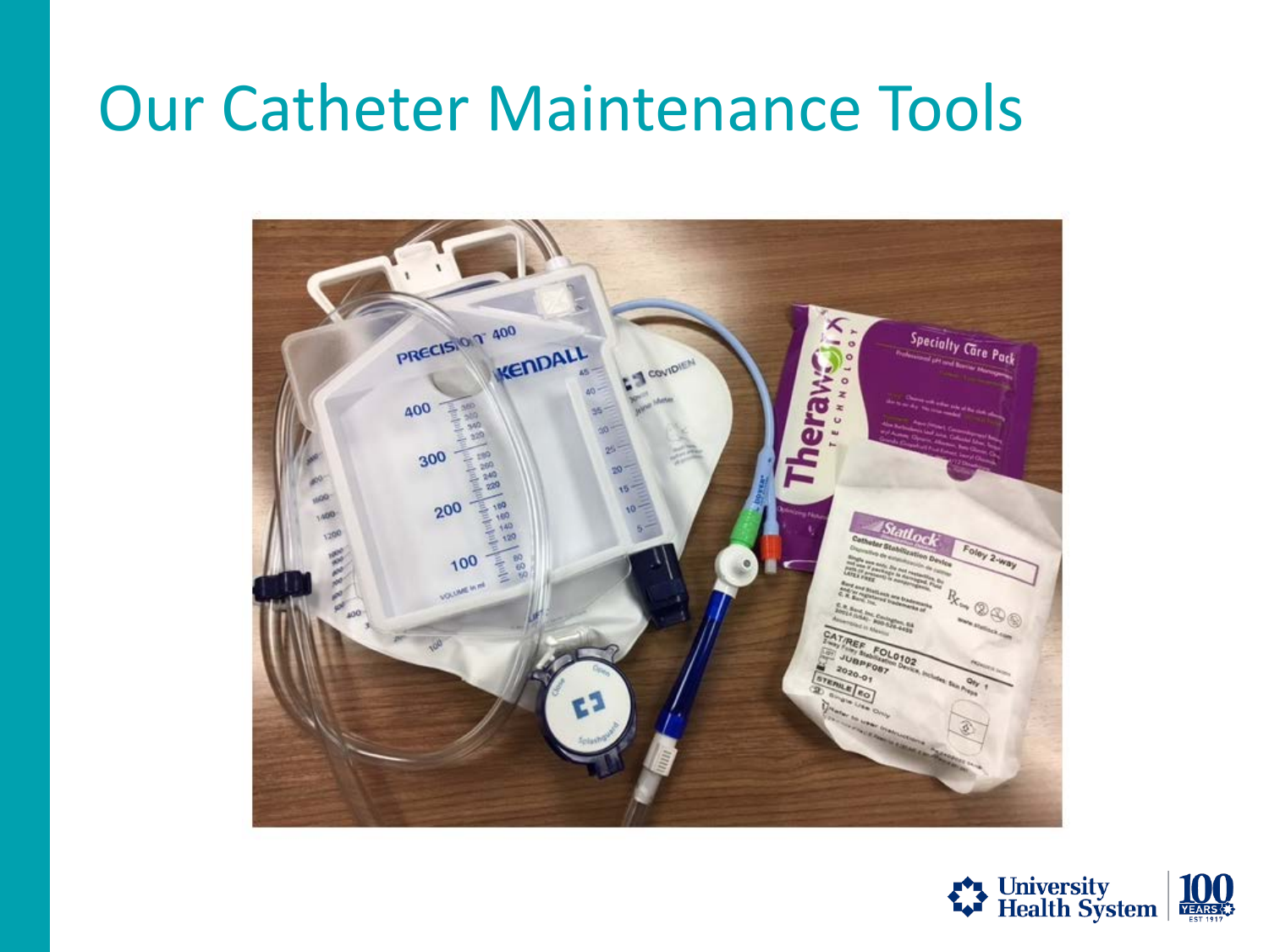# Our Catheter Maintenance Tools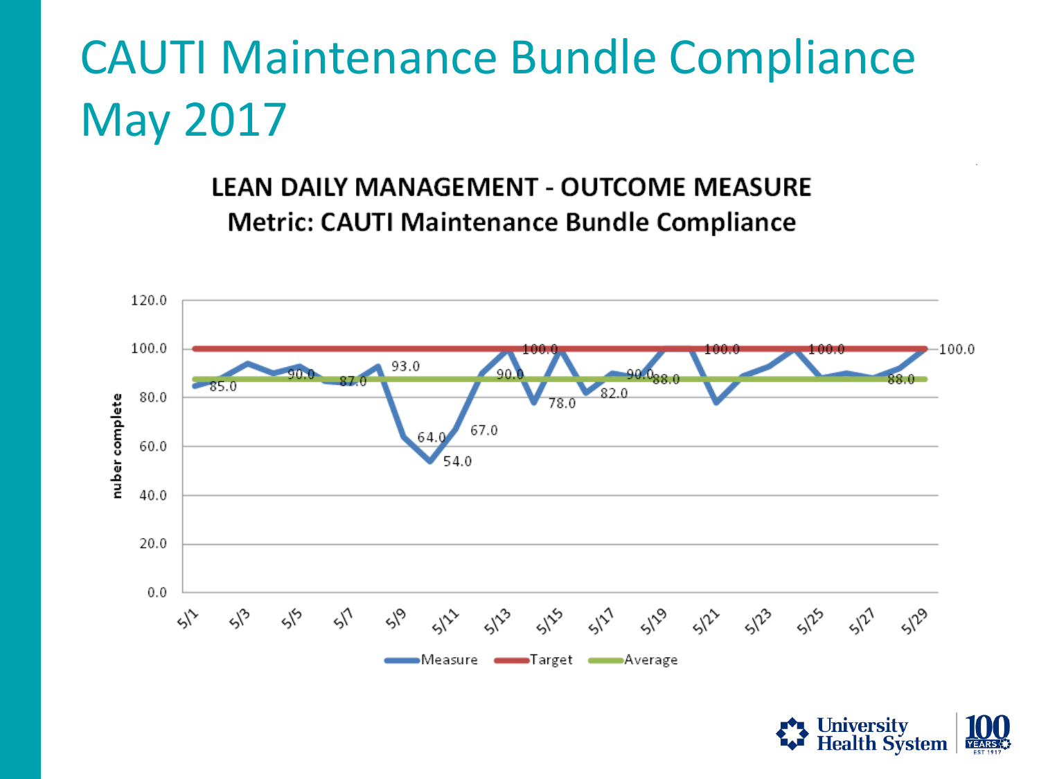# CAUTI Maintenance Bundle Compliance May 2017

**LEAN DAILY MANAGEMENT - OUTCOME MEASURE**
**Metric: CAUTI Maintenance Bundle Compliance**

nuber complete

120.0
100.0
80.0
60.0
40.0
20.0
0.0

85.0, 90.0, 87.0, 93.0, 64.0, 54.0, 67.0, 90.0, 100.0, 78.0, 82.0, 90.0, 88.0, 100.0, 100.0, 88.0, 100.0

5/1, 5/3, 5/5, 5/7, 5/9, 5/11, 5/13, 5/15, 5/17, 5/19, 5/21, 5/23, 5/25, 5/27, 5/29

Measure — Target — Average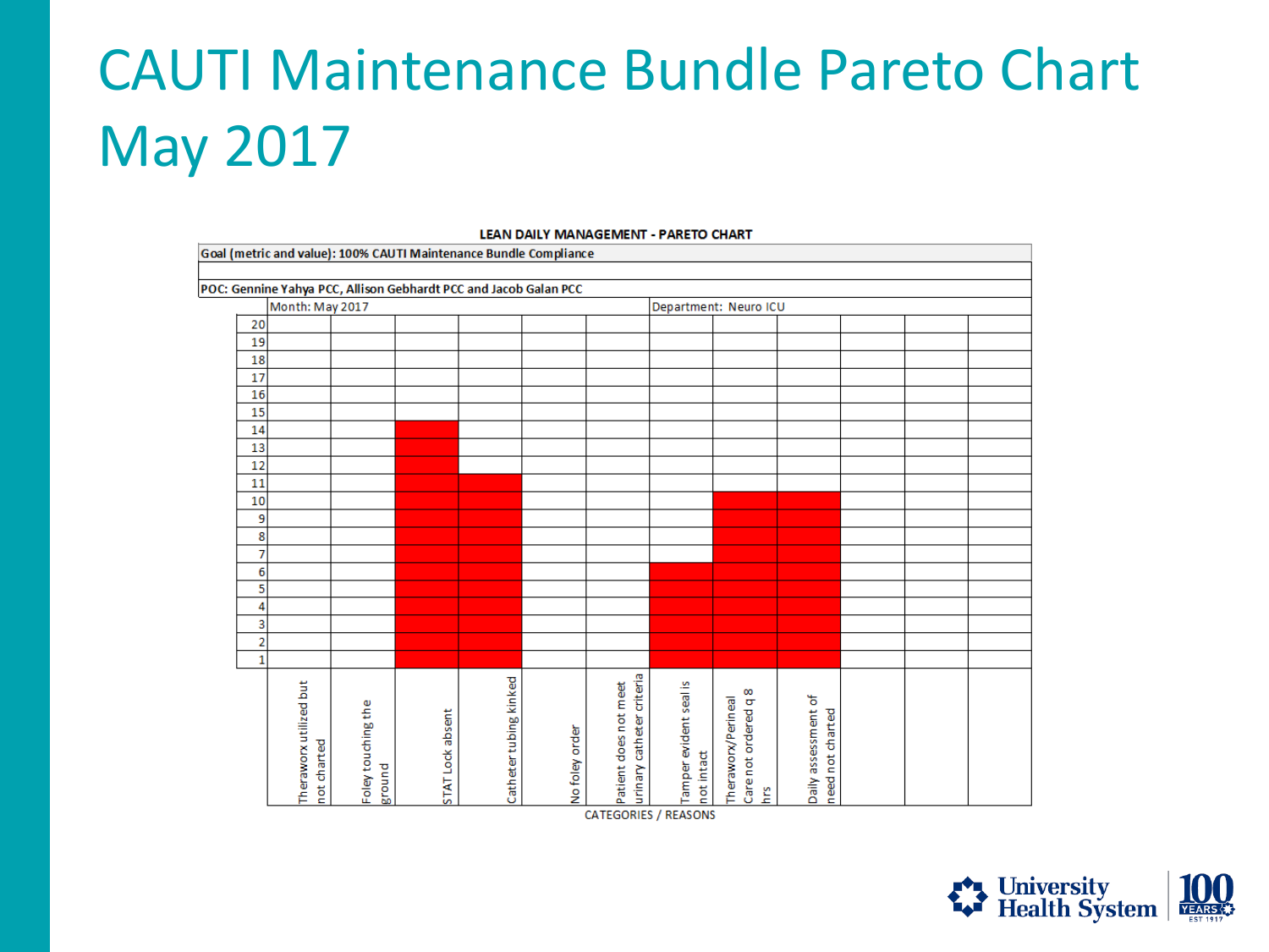# CAUTI Maintenance Bundle Pareto Chart May 2017

**LEAN DAILY MANAGEMENT - PARETO CHART**

**Goal (metric and value): 100% CAUTI Maintenance Bundle Compliance**

**POC: Gennine Yahya PCC, Allison Gebhardt PCC and Jacob Galan PCC**

Month: May 2017

Department: Neuro ICU

| CATEGORIES / REASONS | Count |
|---|---|
| Theraworx utilized but not charted | 0 |
| Foley touching the ground | 0 |
| STAT Lock absent | 14 |
| Catheter tubing kinked | 11 |
| No foley order | 0 |
| Patient does not meet urinary catheter criteria | 0 |
| Tamper evident seal is not intact | 6 |
| Theraworx/Perineal Care not ordered q 8 hrs | 10 |
| Daily assessment of need not charted | 10 |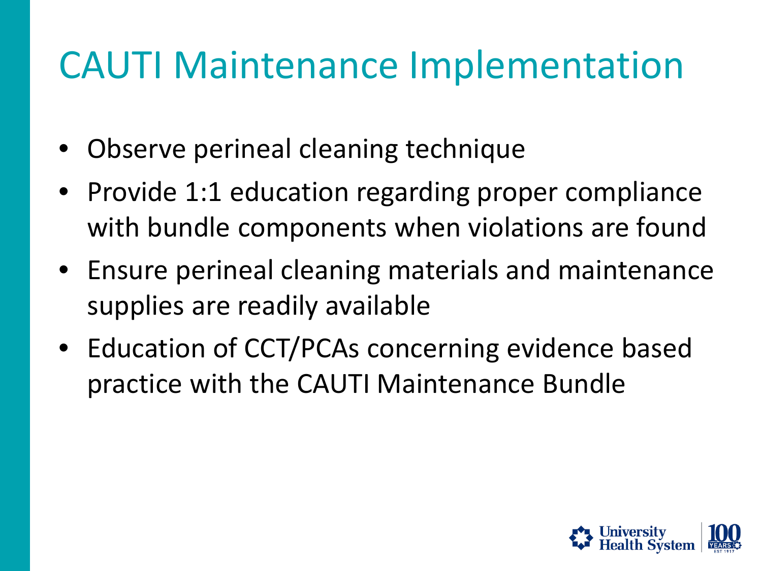# CAUTI Maintenance Implementation

- Observe perineal cleaning technique
- Provide 1:1 education regarding proper compliance with bundle components when violations are found
- Ensure perineal cleaning materials and maintenance supplies are readily available
- Education of CCT/PCAs concerning evidence based practice with the CAUTI Maintenance Bundle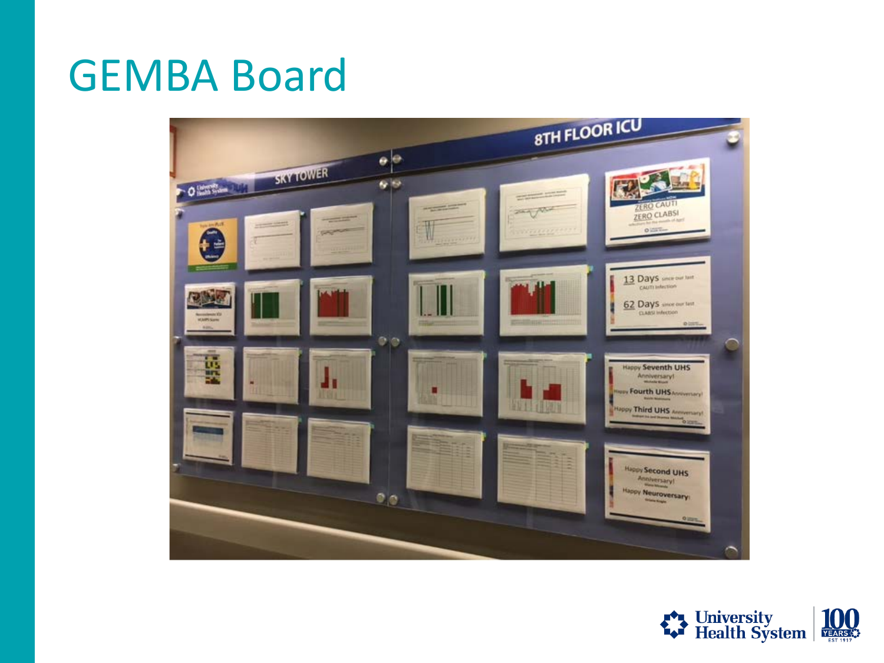# GEMBA Board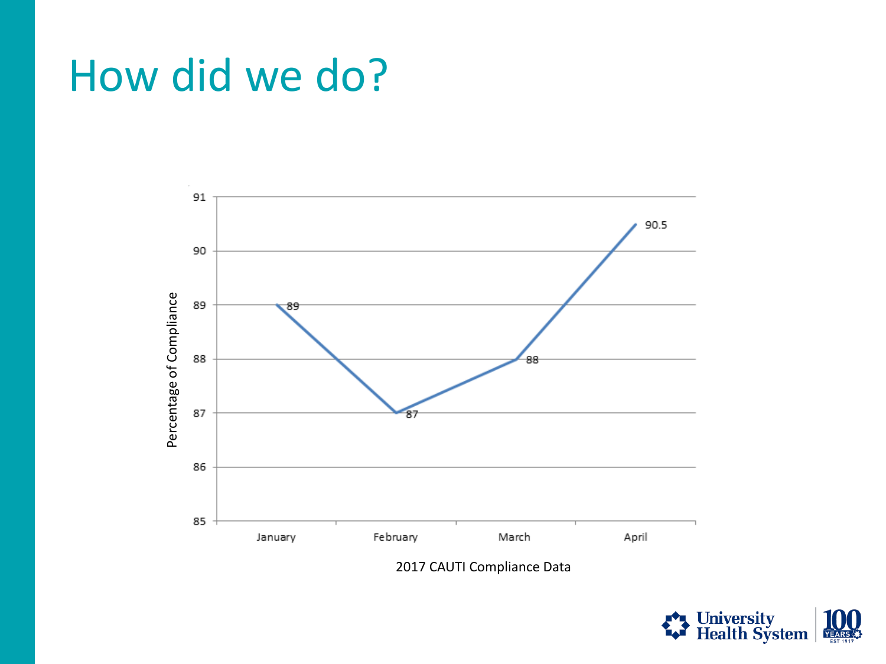# How did we do?

| Month | Percentage of Compliance |
| --- | --- |
| January | 89 |
| February | 87 |
| March | 88 |
| April | 90.5 |

2017 CAUTI Compliance Data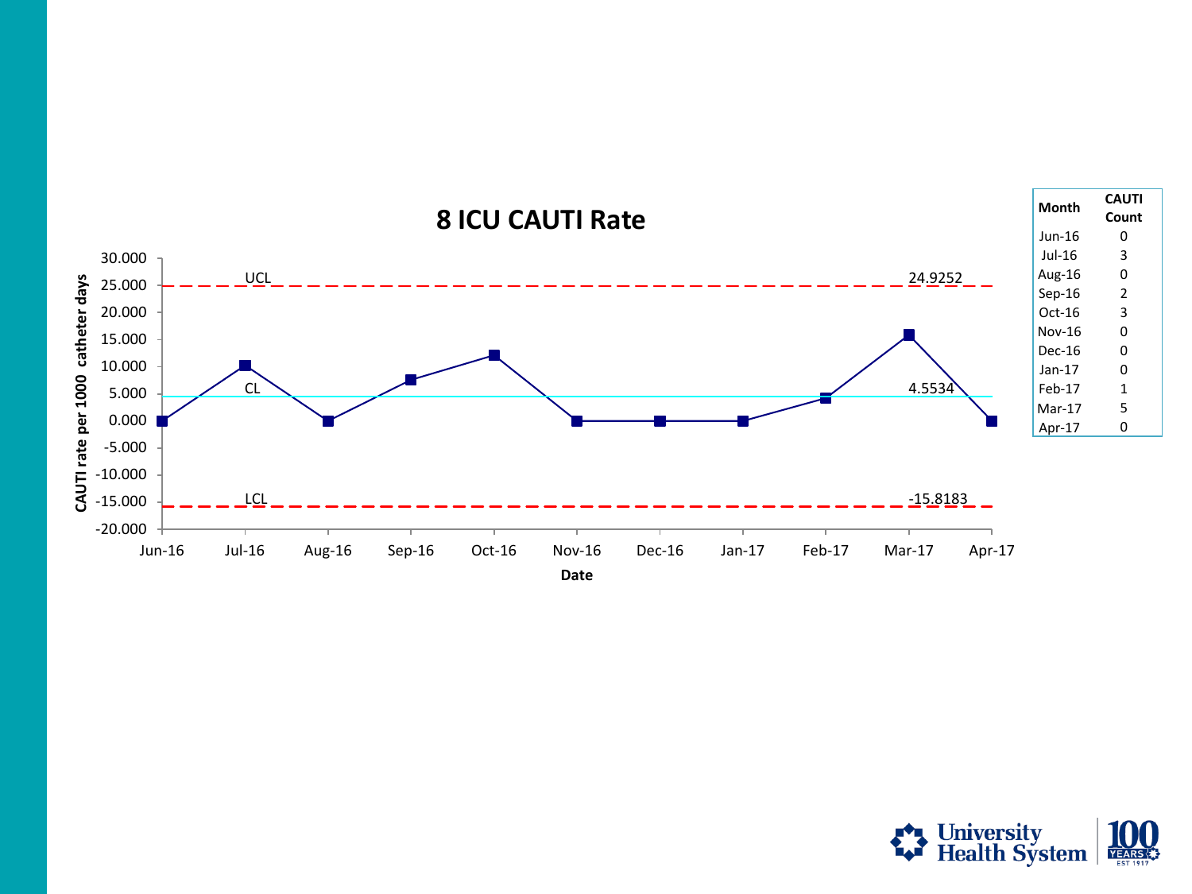# 8 ICU CAUTI Rate

| Month | CAUTI Count |
|---|---|
| Jun-16 | 0 |
| Jul-16 | 3 |
| Aug-16 | 0 |
| Sep-16 | 2 |
| Oct-16 | 3 |
| Nov-16 | 0 |
| Dec-16 | 0 |
| Jan-17 | 0 |
| Feb-17 | 1 |
| Mar-17 | 5 |
| Apr-17 | 0 |

UCL 24.9252

CL 4.5534

LCL -15.8183

CAUTI rate per 1000 catheter days

Date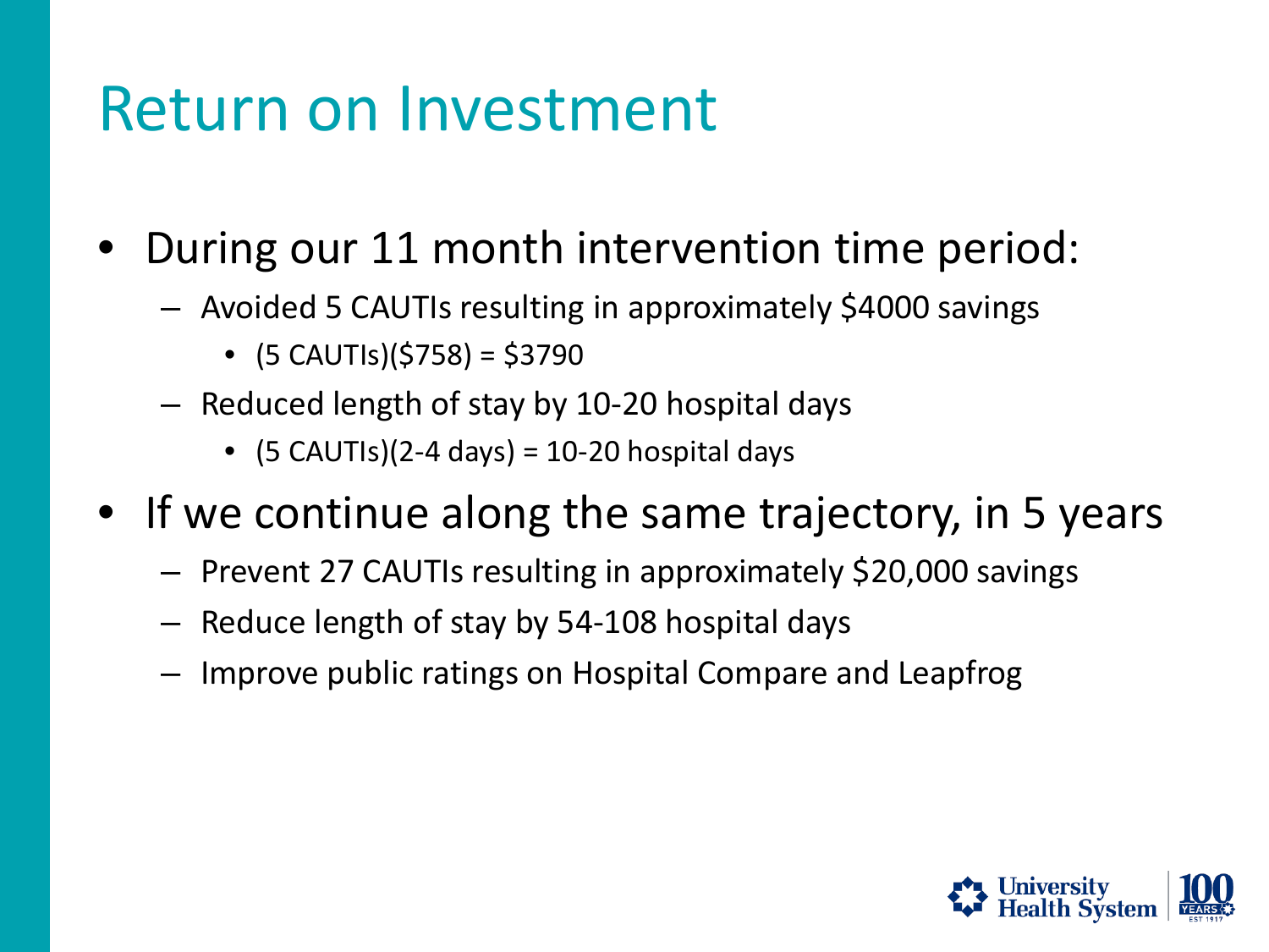# Return on Investment

- During our 11 month intervention time period:
  - Avoided 5 CAUTIs resulting in approximately $4000 savings
    - (5 CAUTIs)($758) = $3790
  - Reduced length of stay by 10-20 hospital days
    - (5 CAUTIs)(2-4 days) = 10-20 hospital days
- If we continue along the same trajectory, in 5 years
  - Prevent 27 CAUTIs resulting in approximately $20,000 savings
  - Reduce length of stay by 54-108 hospital days
  - Improve public ratings on Hospital Compare and Leapfrog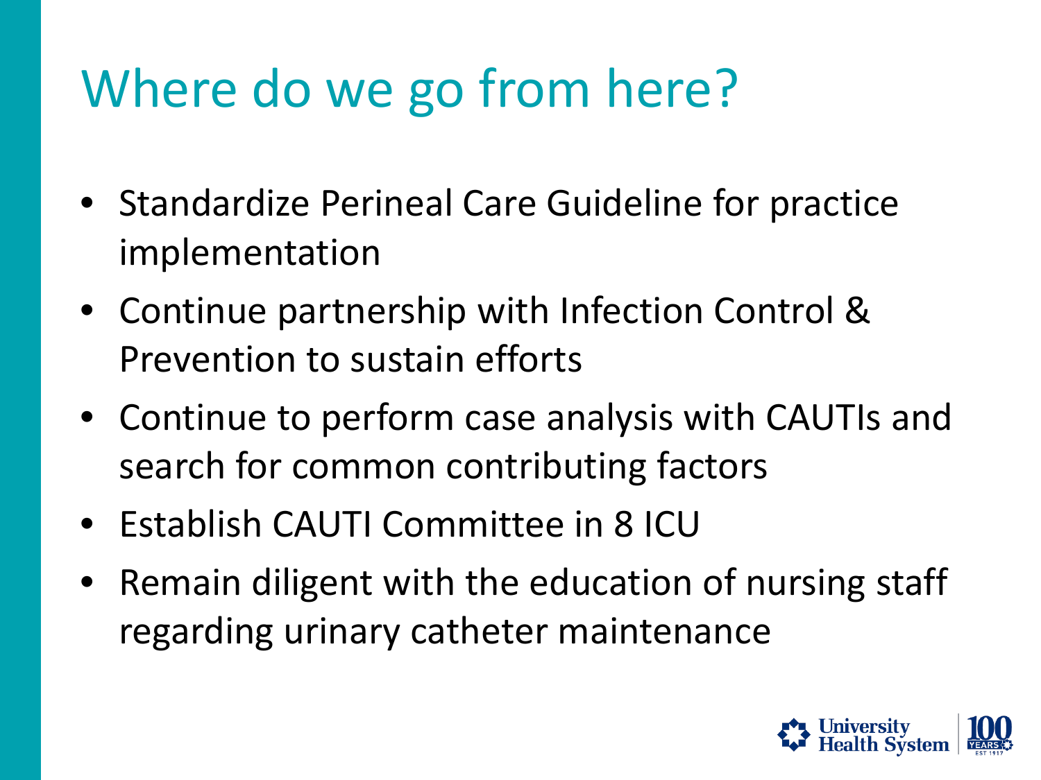# Where do we go from here?

- Standardize Perineal Care Guideline for practice implementation
- Continue partnership with Infection Control & Prevention to sustain efforts
- Continue to perform case analysis with CAUTIs and search for common contributing factors
- Establish CAUTI Committee in 8 ICU
- Remain diligent with the education of nursing staff regarding urinary catheter maintenance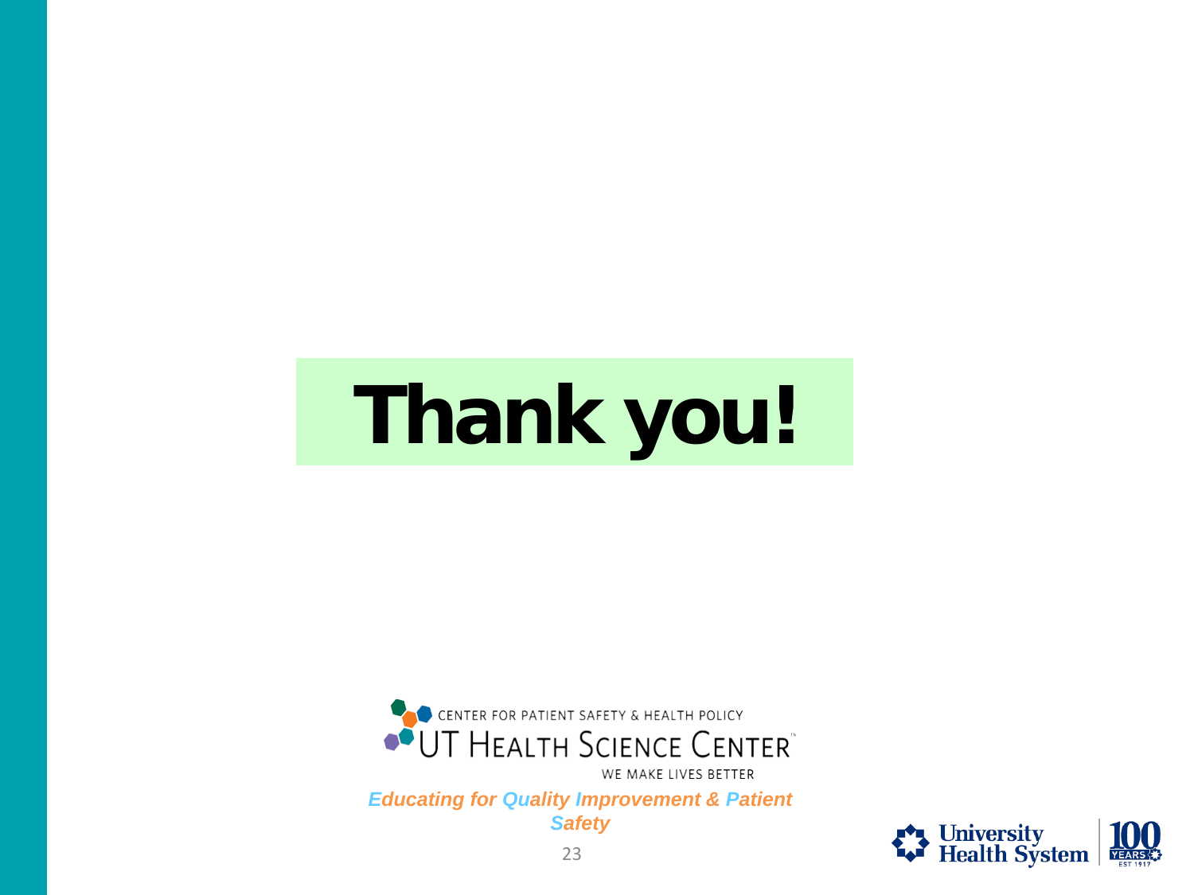# Thank you!

CENTER FOR PATIENT SAFETY & HEALTH POLICY

UT HEALTH SCIENCE CENTER

WE MAKE LIVES BETTER

***Educating for Quality Improvement & Patient Safety***

University Health System

100 YEARS EST 1917